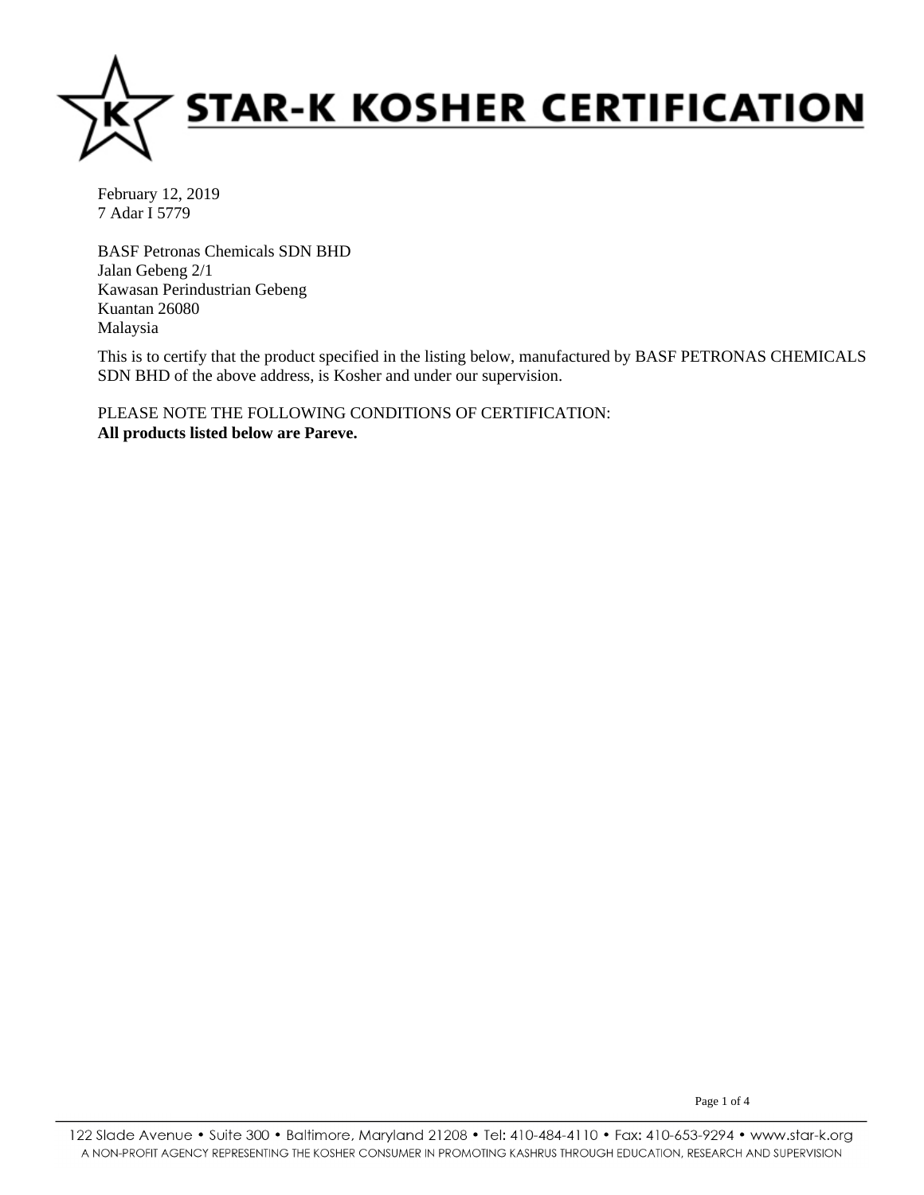# STAR-K KOSHER CERTIFICATION

February 12, 2019
7 Adar I 5779

BASF Petronas Chemicals SDN BHD
Jalan Gebeng 2/1
Kawasan Perindustrian Gebeng
Kuantan 26080
Malaysia

This is to certify that the product specified in the listing below, manufactured by BASF PETRONAS CHEMICALS SDN BHD of the above address, is Kosher and under our supervision.

PLEASE NOTE THE FOLLOWING CONDITIONS OF CERTIFICATION:
**All products listed below are Pareve.**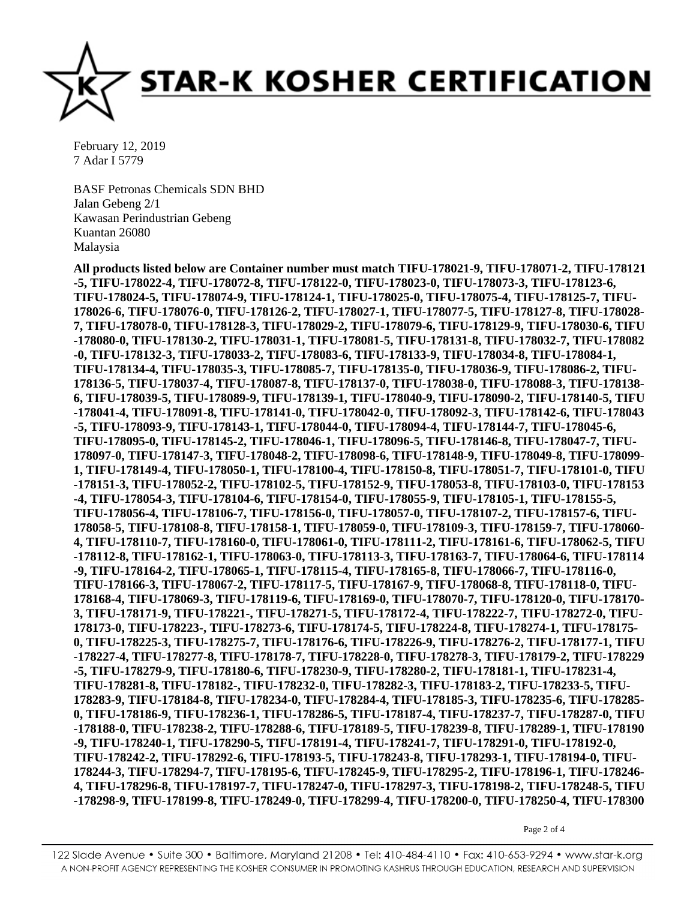February 12, 2019
7 Adar I 5779

BASF Petronas Chemicals SDN BHD
Jalan Gebeng 2/1
Kawasan Perindustrian Gebeng
Kuantan 26080
Malaysia

**All products listed below are Container number must match TIFU-178021-9, TIFU-178071-2, TIFU-178121-5, TIFU-178022-4, TIFU-178072-8, TIFU-178122-0, TIFU-178023-0, TIFU-178073-3, TIFU-178123-6, TIFU-178024-5, TIFU-178074-9, TIFU-178124-1, TIFU-178025-0, TIFU-178075-4, TIFU-178125-7, TIFU-178026-6, TIFU-178076-0, TIFU-178126-2, TIFU-178027-1, TIFU-178077-5, TIFU-178127-8, TIFU-178028-7, TIFU-178078-0, TIFU-178128-3, TIFU-178029-2, TIFU-178079-6, TIFU-178129-9, TIFU-178030-6, TIFU-178080-0, TIFU-178130-2, TIFU-178031-1, TIFU-178081-5, TIFU-178131-8, TIFU-178032-7, TIFU-178082-0, TIFU-178132-3, TIFU-178033-2, TIFU-178083-6, TIFU-178133-9, TIFU-178034-8, TIFU-178084-1, TIFU-178134-4, TIFU-178035-3, TIFU-178085-7, TIFU-178135-0, TIFU-178036-9, TIFU-178086-2, TIFU-178136-5, TIFU-178037-4, TIFU-178087-8, TIFU-178137-0, TIFU-178038-0, TIFU-178088-3, TIFU-178138-6, TIFU-178039-5, TIFU-178089-9, TIFU-178139-1, TIFU-178040-9, TIFU-178090-2, TIFU-178140-5, TIFU-178041-4, TIFU-178091-8, TIFU-178141-0, TIFU-178042-0, TIFU-178092-3, TIFU-178142-6, TIFU-178043-5, TIFU-178093-9, TIFU-178143-1, TIFU-178044-0, TIFU-178094-4, TIFU-178144-7, TIFU-178045-6, TIFU-178095-0, TIFU-178145-2, TIFU-178046-1, TIFU-178096-5, TIFU-178146-8, TIFU-178047-7, TIFU-178097-0, TIFU-178147-3, TIFU-178048-2, TIFU-178098-6, TIFU-178148-9, TIFU-178049-8, TIFU-178099-1, TIFU-178149-4, TIFU-178050-1, TIFU-178100-4, TIFU-178150-8, TIFU-178051-7, TIFU-178101-0, TIFU-178151-3, TIFU-178052-2, TIFU-178102-5, TIFU-178152-9, TIFU-178053-8, TIFU-178103-0, TIFU-178153-4, TIFU-178054-3, TIFU-178104-6, TIFU-178154-0, TIFU-178055-9, TIFU-178105-1, TIFU-178155-5, TIFU-178056-4, TIFU-178106-7, TIFU-178156-0, TIFU-178057-0, TIFU-178107-2, TIFU-178157-6, TIFU-178058-5, TIFU-178108-8, TIFU-178158-1, TIFU-178059-0, TIFU-178109-3, TIFU-178159-7, TIFU-178060-4, TIFU-178110-7, TIFU-178160-0, TIFU-178061-0, TIFU-178111-2, TIFU-178161-6, TIFU-178062-5, TIFU-178112-8, TIFU-178162-1, TIFU-178063-0, TIFU-178113-3, TIFU-178163-7, TIFU-178064-6, TIFU-178114-9, TIFU-178164-2, TIFU-178065-1, TIFU-178115-4, TIFU-178165-8, TIFU-178066-7, TIFU-178116-0, TIFU-178166-3, TIFU-178067-2, TIFU-178117-5, TIFU-178167-9, TIFU-178068-8, TIFU-178118-0, TIFU-178168-4, TIFU-178069-3, TIFU-178119-6, TIFU-178169-0, TIFU-178070-7, TIFU-178120-0, TIFU-178170-3, TIFU-178171-9, TIFU-178221-, TIFU-178271-5, TIFU-178172-4, TIFU-178222-7, TIFU-178272-0, TIFU-178173-0, TIFU-178223-, TIFU-178273-6, TIFU-178174-5, TIFU-178224-8, TIFU-178274-1, TIFU-178175-0, TIFU-178225-3, TIFU-178275-7, TIFU-178176-6, TIFU-178226-9, TIFU-178276-2, TIFU-178177-1, TIFU-178227-4, TIFU-178277-8, TIFU-178178-7, TIFU-178228-0, TIFU-178278-3, TIFU-178179-2, TIFU-178229-5, TIFU-178279-9, TIFU-178180-6, TIFU-178230-9, TIFU-178280-2, TIFU-178181-1, TIFU-178231-4, TIFU-178281-8, TIFU-178182-, TIFU-178232-0, TIFU-178282-3, TIFU-178183-2, TIFU-178233-5, TIFU-178283-9, TIFU-178184-8, TIFU-178234-0, TIFU-178284-4, TIFU-178185-3, TIFU-178235-6, TIFU-178285-0, TIFU-178186-9, TIFU-178236-1, TIFU-178286-5, TIFU-178187-4, TIFU-178237-7, TIFU-178287-0, TIFU-178188-0, TIFU-178238-2, TIFU-178288-6, TIFU-178189-5, TIFU-178239-8, TIFU-178289-1, TIFU-178190-9, TIFU-178240-1, TIFU-178290-5, TIFU-178191-4, TIFU-178241-7, TIFU-178291-0, TIFU-178192-0, TIFU-178242-2, TIFU-178292-6, TIFU-178193-5, TIFU-178243-8, TIFU-178293-1, TIFU-178194-0, TIFU-178244-3, TIFU-178294-7, TIFU-178195-6, TIFU-178245-9, TIFU-178295-2, TIFU-178196-1, TIFU-178246-4, TIFU-178296-8, TIFU-178197-7, TIFU-178247-0, TIFU-178297-3, TIFU-178198-2, TIFU-178248-5, TIFU-178298-9, TIFU-178199-8, TIFU-178249-0, TIFU-178299-4, TIFU-178200-0, TIFU-178250-4, TIFU-178300**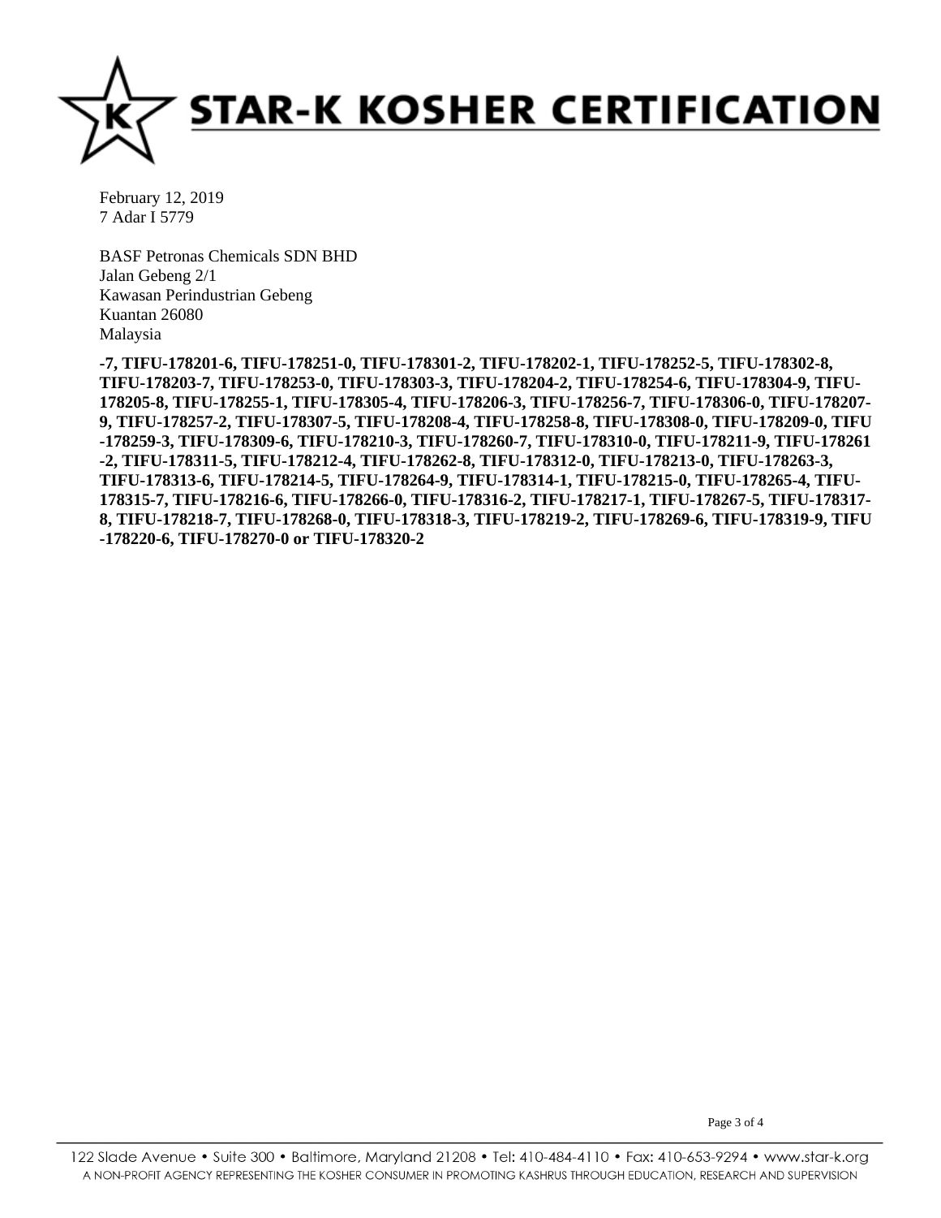February 12, 2019
7 Adar I 5779

BASF Petronas Chemicals SDN BHD
Jalan Gebeng 2/1
Kawasan Perindustrian Gebeng
Kuantan 26080
Malaysia

**-7, TIFU-178201-6, TIFU-178251-0, TIFU-178301-2, TIFU-178202-1, TIFU-178252-5, TIFU-178302-8, TIFU-178203-7, TIFU-178253-0, TIFU-178303-3, TIFU-178204-2, TIFU-178254-6, TIFU-178304-9, TIFU-178205-8, TIFU-178255-1, TIFU-178305-4, TIFU-178206-3, TIFU-178256-7, TIFU-178306-0, TIFU-178207-9, TIFU-178257-2, TIFU-178307-5, TIFU-178208-4, TIFU-178258-8, TIFU-178308-0, TIFU-178209-0, TIFU-178259-3, TIFU-178309-6, TIFU-178210-3, TIFU-178260-7, TIFU-178310-0, TIFU-178211-9, TIFU-178261-2, TIFU-178311-5, TIFU-178212-4, TIFU-178262-8, TIFU-178312-0, TIFU-178213-0, TIFU-178263-3, TIFU-178313-6, TIFU-178214-5, TIFU-178264-9, TIFU-178314-1, TIFU-178215-0, TIFU-178265-4, TIFU-178315-7, TIFU-178216-6, TIFU-178266-0, TIFU-178316-2, TIFU-178217-1, TIFU-178267-5, TIFU-178317-8, TIFU-178218-7, TIFU-178268-0, TIFU-178318-3, TIFU-178219-2, TIFU-178269-6, TIFU-178319-9, TIFU-178220-6, TIFU-178270-0 or TIFU-178320-2**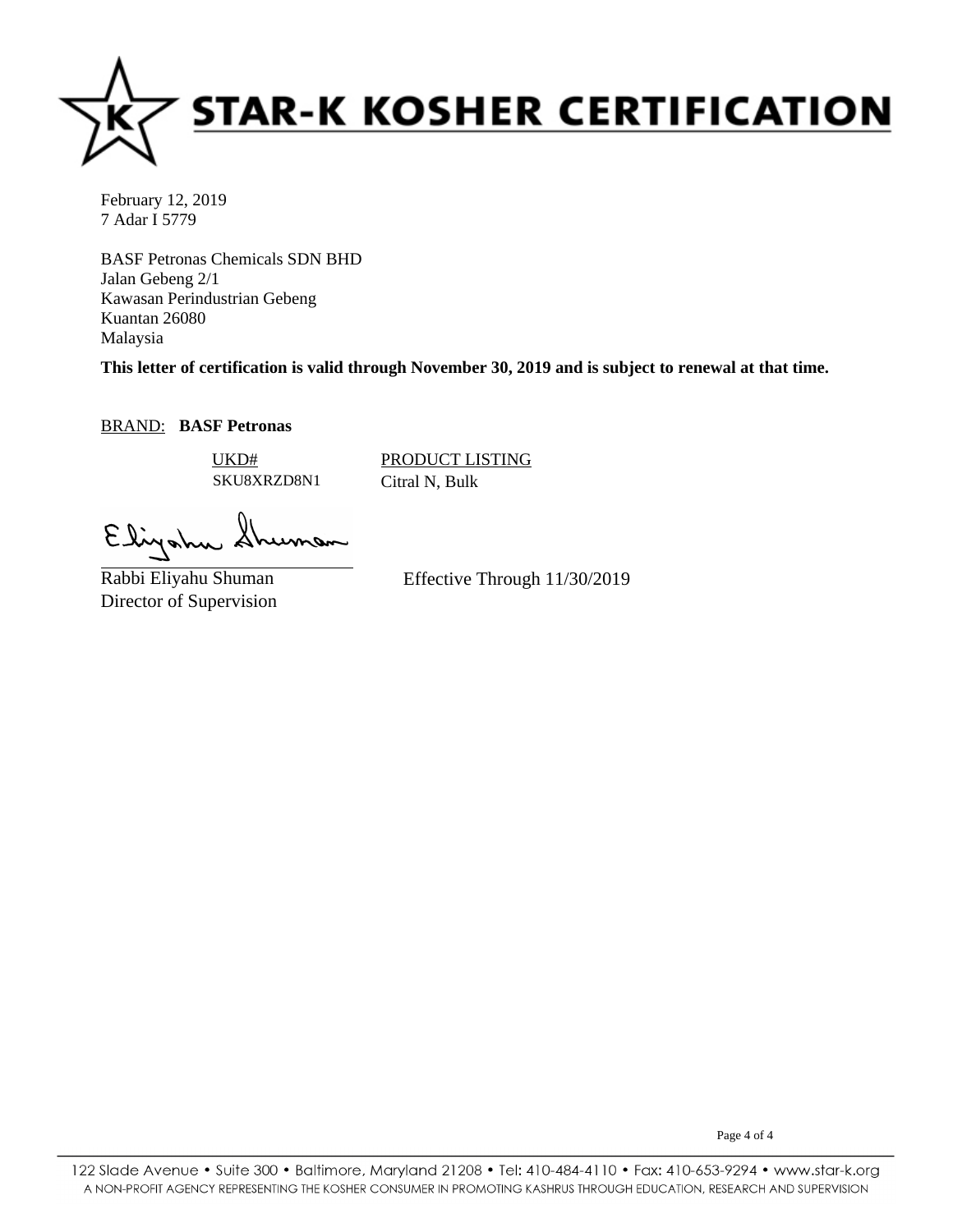# STAR-K KOSHER CERTIFICATION

February 12, 2019
7 Adar I 5779

BASF Petronas Chemicals SDN BHD
Jalan Gebeng 2/1
Kawasan Perindustrian Gebeng
Kuantan 26080
Malaysia

**This letter of certification is valid through November 30, 2019 and is subject to renewal at that time.**

BRAND: **BASF Petronas**

| UKD# | PRODUCT LISTING |
| --- | --- |
| SKU8XRZD8N1 | Citral N, Bulk |

Rabbi Eliyahu Shuman
Director of Supervision

Effective Through 11/30/2019

122 Slade Avenue • Suite 300 • Baltimore, Maryland 21208 • Tel: 410-484-4110 • Fax: 410-653-9294 • www.star-k.org
A NON-PROFIT AGENCY REPRESENTING THE KOSHER CONSUMER IN PROMOTING KASHRUS THROUGH EDUCATION, RESEARCH AND SUPERVISION